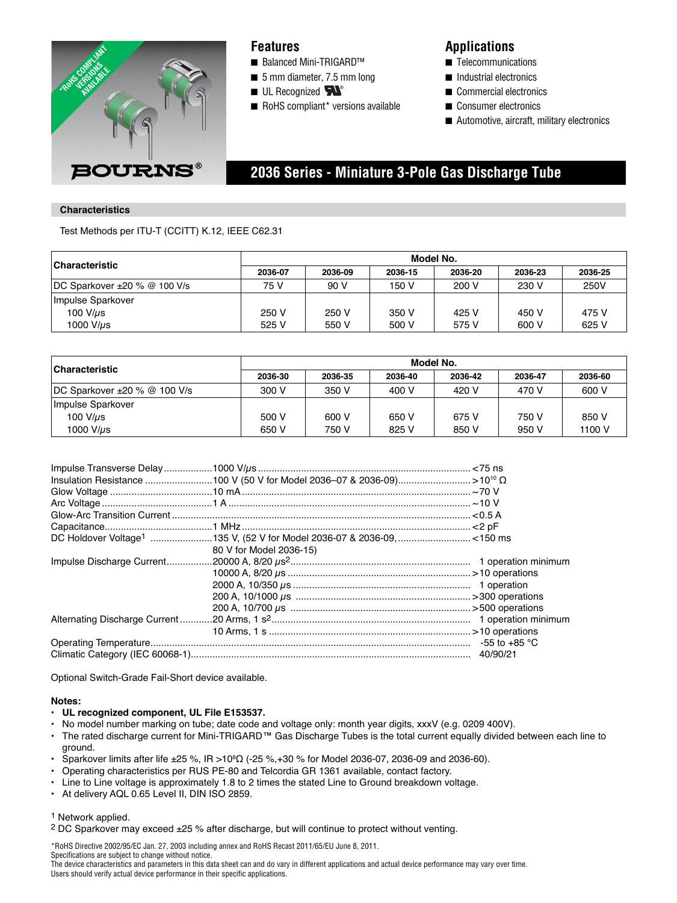*RoHS COMPLIANT VERSIONS AVAILABLE

BOURNS®

## Features

- Balanced Mini-TRIGARD™
- 5 mm diameter, 7.5 mm long
- UL Recognized
- RoHS compliant* versions available

## Applications

- Telecommunications
- Industrial electronics
- Commercial electronics
- Consumer electronics
- Automotive, aircraft, military electronics

# 2036 Series - Miniature 3-Pole Gas Discharge Tube

## Characteristics

Test Methods per ITU-T (CCITT) K.12, IEEE C62.31

| Characteristic | Model No. | | | | | |
|---|---|---|---|---|---|---|
| | 2036-07 | 2036-09 | 2036-15 | 2036-20 | 2036-23 | 2036-25 |
| DC Sparkover ±20 % @ 100 V/s | 75 V | 90 V | 150 V | 200 V | 230 V | 250V |
| Impulse Sparkover | | | | | | |
| 100 V/μs | 250 V | 250 V | 350 V | 425 V | 450 V | 475 V |
| 1000 V/μs | 525 V | 550 V | 500 V | 575 V | 600 V | 625 V |

| Characteristic | Model No. | | | | | |
|---|---|---|---|---|---|---|
| | 2036-30 | 2036-35 | 2036-40 | 2036-42 | 2036-47 | 2036-60 |
| DC Sparkover ±20 % @ 100 V/s | 300 V | 350 V | 400 V | 420 V | 470 V | 600 V |
| Impulse Sparkover | | | | | | |
| 100 V/μs | 500 V | 600 V | 650 V | 675 V | 750 V | 850 V |
| 1000 V/μs | 650 V | 750 V | 825 V | 850 V | 950 V | 1100 V |

| Parameter | Condition | Value |
|---|---|---|
| Impulse Transverse Delay | 1000 V/μs | <75 ns |
| Insulation Resistance | 100 V (50 V for Model 2036–07 & 2036-09) | >$10^{10}$ Ω |
| Glow Voltage | 10 mA | ~70 V |
| Arc Voltage | 1 A | ~10 V |
| Glow-Arc Transition Current | | <0.5 A |
| Capacitance | 1 MHz | <2 pF |
| DC Holdover Voltage[1] | 135 V, (52 V for Model 2036-07 & 2036-09, 80 V for Model 2036-15) | <150 ms |
| Impulse Discharge Current | 20000 A, 8/20 μs[2] | 1 operation minimum |
| | 10000 A, 8/20 μs | >10 operations |
| | 2000 A, 10/350 μs | 1 operation |
| | 200 A, 10/1000 μs | >300 operations |
| | 200 A, 10/700 μs | >500 operations |
| Alternating Discharge Current | 20 Arms, 1 s[2] | 1 operation minimum |
| | 10 Arms, 1 s | >10 operations |
| Operating Temperature | | -55 to +85 °C |
| Climatic Category (IEC 60068-1) | | 40/90/21 |

Optional Switch-Grade Fail-Short device available.

**Notes:**

- **UL recognized component, UL File E153537.**
- No model number marking on tube; date code and voltage only: month year digits, xxxV (e.g. 0209 400V).
- The rated discharge current for Mini-TRIGARD™ Gas Discharge Tubes is the total current equally divided between each line to ground.
- Sparkover limits after life ±25 %, IR >$10^8$Ω (-25 %,+30 % for Model 2036-07, 2036-09 and 2036-60).
- Operating characteristics per RUS PE-80 and Telcordia GR 1361 available, contact factory.
- Line to Line voltage is approximately 1.8 to 2 times the stated Line to Ground breakdown voltage.
- At delivery AQL 0.65 Level II, DIN ISO 2859.

[1] Network applied.

[2] DC Sparkover may exceed ±25 % after discharge, but will continue to protect without venting.

*RoHS Directive 2002/95/EC Jan. 27, 2003 including annex and RoHS Recast 2011/65/EU June 8, 2011.
Specifications are subject to change without notice.
The device characteristics and parameters in this data sheet can and do vary in different applications and actual device performance may vary over time.
Users should verify actual device performance in their specific applications.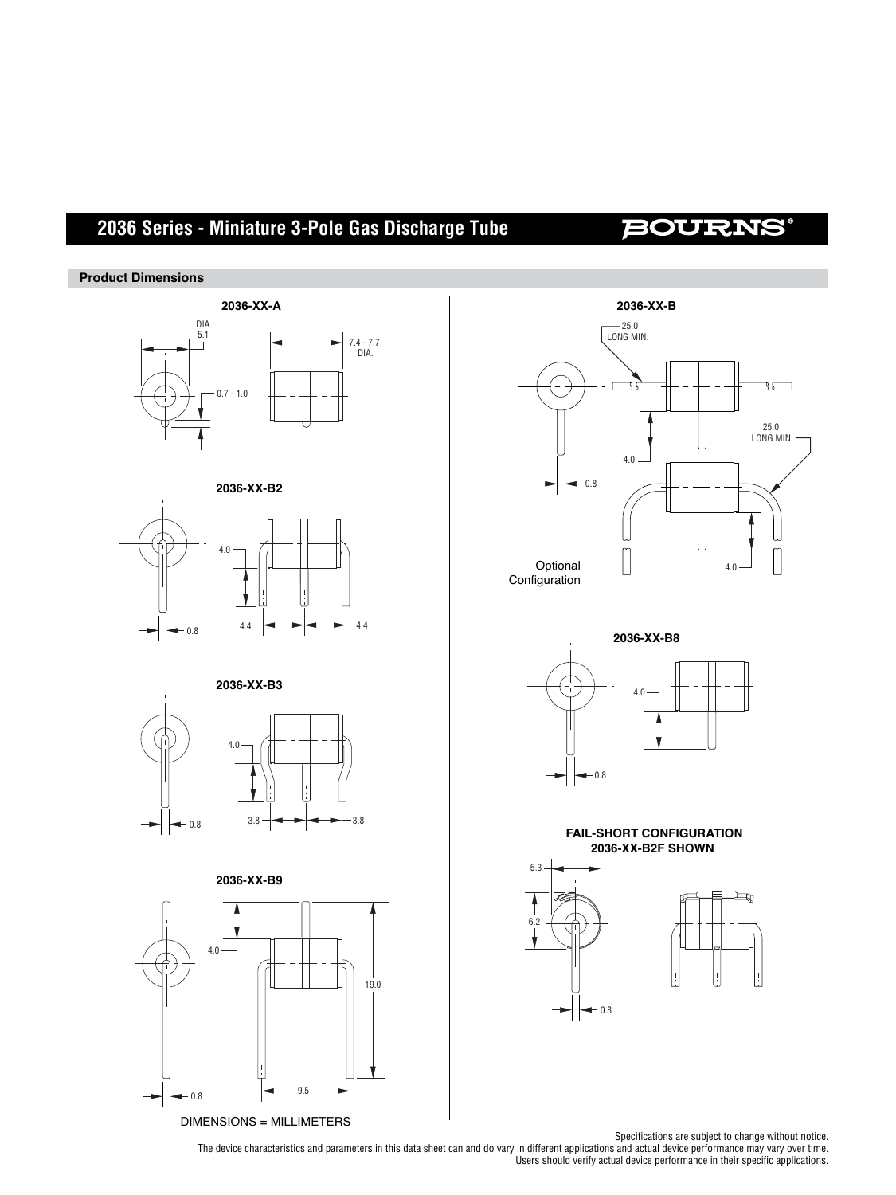## Product Dimensions

**2036-XX-A**

DIA. 5.1

7.4 - 7.7 DIA.

0.7 - 1.0

**2036-XX-B2**

4.0

0.8

4.4

4.4

**2036-XX-B3**

4.0

0.8

3.8

3.8

**2036-XX-B9**

4.0

19.0

0.8

9.5

DIMENSIONS = MILLIMETERS

**2036-XX-B**

25.0 LONG MIN.

25.0 LONG MIN.

4.0

0.8

Optional Configuration

4.0

**2036-XX-B8**

4.0

0.8

**FAIL-SHORT CONFIGURATION**
**2036-XX-B2F SHOWN**

5.3

6.2

0.8

Specifications are subject to change without notice.
The device characteristics and parameters in this data sheet can and do vary in different applications and actual device performance may vary over time.
Users should verify actual device performance in their specific applications.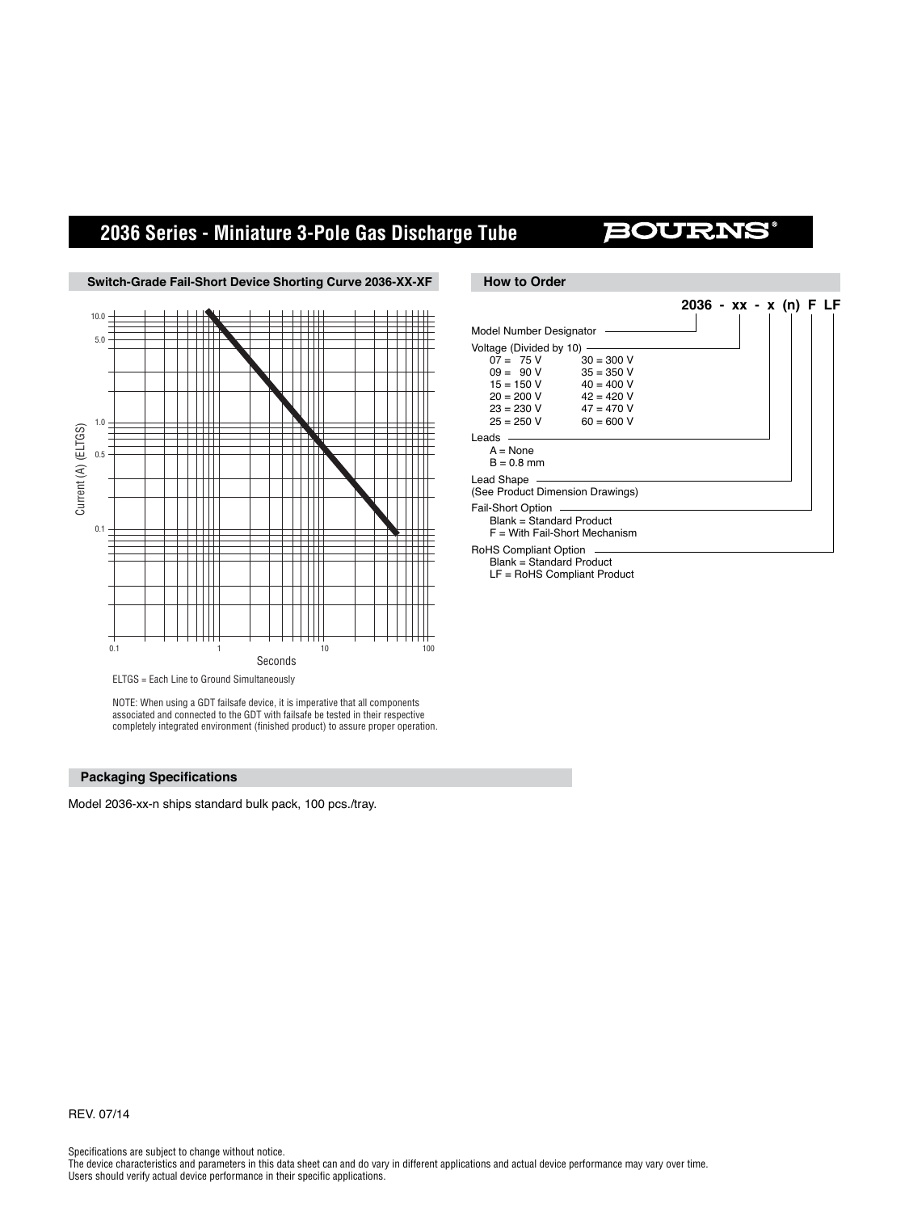# 2036 Series - Miniature 3-Pole Gas Discharge Tube

## Switch-Grade Fail-Short Device Shorting Curve 2036-XX-XF

Current (A) (ELTGS)

10.0
5.0
1.0
0.5
0.1

0.1
1
10
100

Seconds

ELTGS = Each Line to Ground Simultaneously

NOTE: When using a GDT failsafe device, it is imperative that all components associated and connected to the GDT with failsafe be tested in their respective completely integrated environment (finished product) to assure proper operation.

## How to Order

**2036 - xx - x (n) F LF**

Model Number Designator

Voltage (Divided by 10)

| | |
|---|---|
| 07 = 75 V | 30 = 300 V |
| 09 = 90 V | 35 = 350 V |
| 15 = 150 V | 40 = 400 V |
| 20 = 200 V | 42 = 420 V |
| 23 = 230 V | 47 = 470 V |
| 25 = 250 V | 60 = 600 V |

Leads
- A = None
- B = 0.8 mm

Lead Shape
(See Product Dimension Drawings)

Fail-Short Option
- Blank = Standard Product
- F = With Fail-Short Mechanism

RoHS Compliant Option
- Blank = Standard Product
- LF = RoHS Compliant Product

## Packaging Specifications

Model 2036-xx-n ships standard bulk pack, 100 pcs./tray.

REV. 07/14

Specifications are subject to change without notice.
The device characteristics and parameters in this data sheet can and do vary in different applications and actual device performance may vary over time.
Users should verify actual device performance in their specific applications.